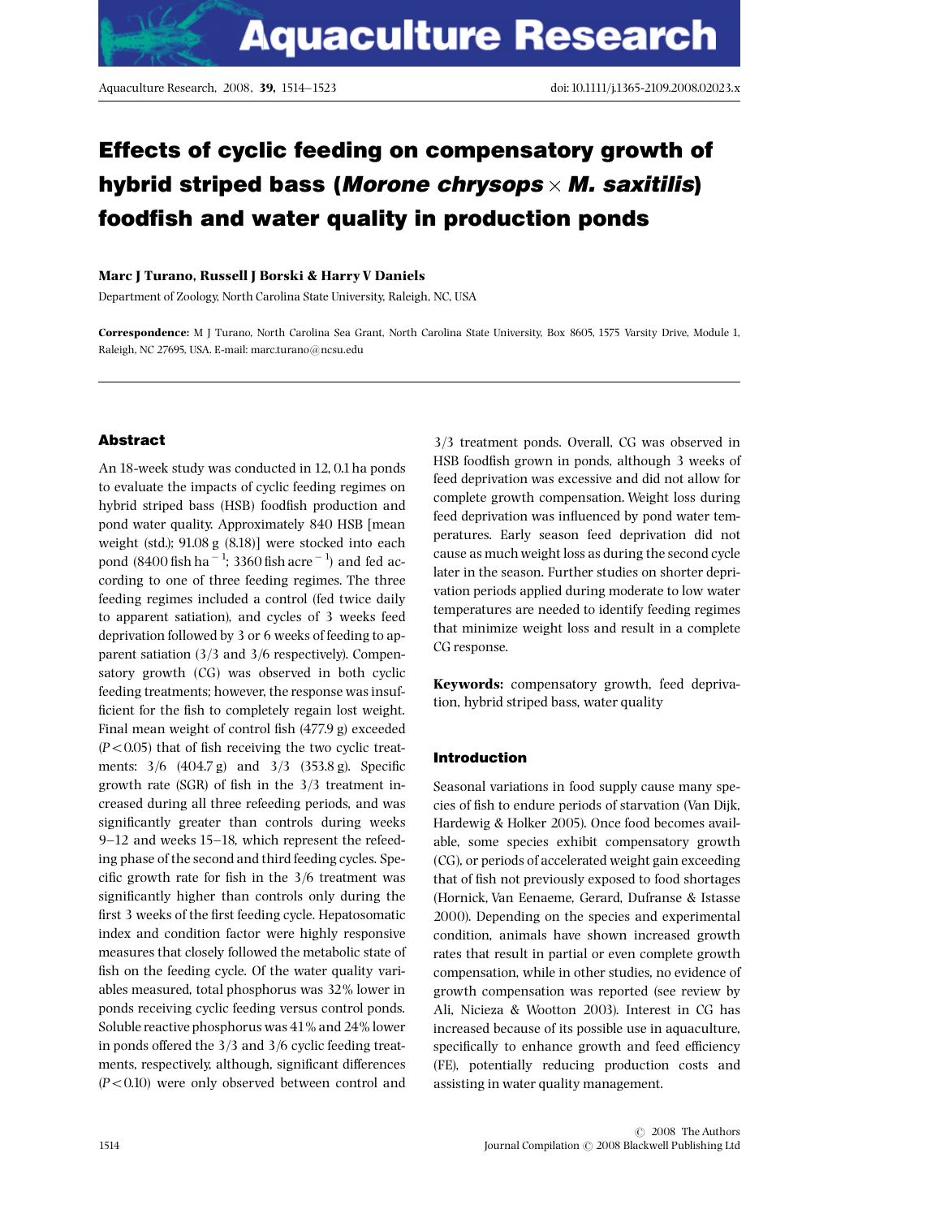# Effects of cyclic feeding on compensatory growth of hybrid striped bass (*Morone chrysops* × *M. saxitilis*) foodfish and water quality in production ponds

**Marc J Turano, Russell J Borski & Harry V Daniels**

Department of Zoology, North Carolina State University, Raleigh, NC, USA

**Correspondence:** M J Turano, North Carolina Sea Grant, North Carolina State University, Box 8605, 1575 Varsity Drive, Module 1, Raleigh, NC 27695, USA. E-mail: marc.turano@ncsu.edu

## Abstract

An 18-week study was conducted in 12, 0.1 ha ponds to evaluate the impacts of cyclic feeding regimes on hybrid striped bass (HSB) foodfish production and pond water quality. Approximately 840 HSB [mean weight (std.); 91.08 g (8.18)] were stocked into each pond (8400 fish $ha^{-1}$; 3360 fish $acre^{-1}$) and fed according to one of three feeding regimes. The three feeding regimes included a control (fed twice daily to apparent satiation), and cycles of 3 weeks feed deprivation followed by 3 or 6 weeks of feeding to apparent satiation (3/3 and 3/6 respectively). Compensatory growth (CG) was observed in both cyclic feeding treatments; however, the response was insufficient for the fish to completely regain lost weight. Final mean weight of control fish (477.9 g) exceeded ($P < 0.05$) that of fish receiving the two cyclic treatments: 3/6 (404.7 g) and 3/3 (353.8 g). Specific growth rate (SGR) of fish in the 3/3 treatment increased during all three refeeding periods, and was significantly greater than controls during weeks 9–12 and weeks 15–18, which represent the refeeding phase of the second and third feeding cycles. Specific growth rate for fish in the 3/6 treatment was significantly higher than controls only during the first 3 weeks of the first feeding cycle. Hepatosomatic index and condition factor were highly responsive measures that closely followed the metabolic state of fish on the feeding cycle. Of the water quality variables measured, total phosphorus was 32% lower in ponds receiving cyclic feeding versus control ponds. Soluble reactive phosphorus was 41% and 24% lower in ponds offered the 3/3 and 3/6 cyclic feeding treatments, respectively, although, significant differences ($P < 0.10$) were only observed between control and 3/3 treatment ponds. Overall, CG was observed in HSB foodfish grown in ponds, although 3 weeks of feed deprivation was excessive and did not allow for complete growth compensation. Weight loss during feed deprivation was influenced by pond water temperatures. Early season feed deprivation did not cause as much weight loss as during the second cycle later in the season. Further studies on shorter deprivation periods applied during moderate to low water temperatures are needed to identify feeding regimes that minimize weight loss and result in a complete CG response.

**Keywords:** compensatory growth, feed deprivation, hybrid striped bass, water quality

## Introduction

Seasonal variations in food supply cause many species of fish to endure periods of starvation (Van Dijk, Hardewig & Holker 2005). Once food becomes available, some species exhibit compensatory growth (CG), or periods of accelerated weight gain exceeding that of fish not previously exposed to food shortages (Hornick, Van Eenaeme, Gerard, Dufranse & Istasse 2000). Depending on the species and experimental condition, animals have shown increased growth rates that result in partial or even complete growth compensation, while in other studies, no evidence of growth compensation was reported (see review by Ali, Nicieza & Wootton 2003). Interest in CG has increased because of its possible use in aquaculture, specifically to enhance growth and feed efficiency (FE), potentially reducing production costs and assisting in water quality management.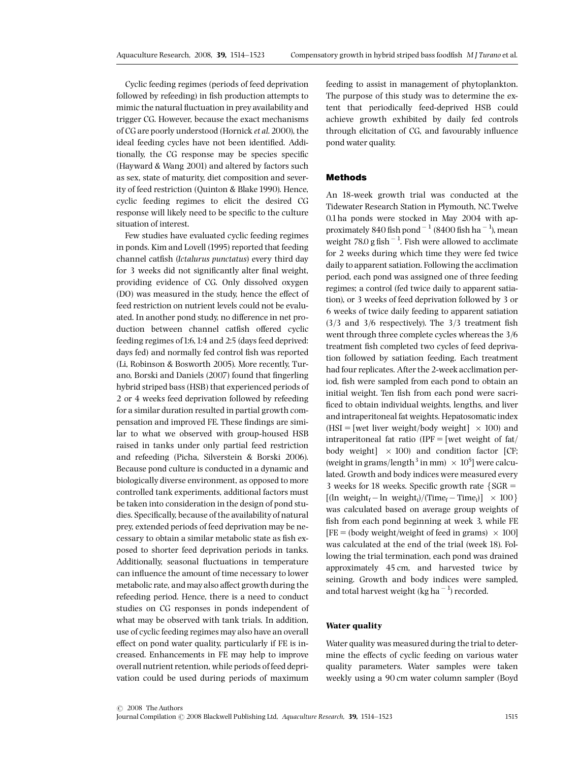Cyclic feeding regimes (periods of feed deprivation followed by refeeding) in fish production attempts to mimic the natural fluctuation in prey availability and trigger CG. However, because the exact mechanisms of CG are poorly understood (Hornick *et al.* 2000), the ideal feeding cycles have not been identified. Additionally, the CG response may be species specific (Hayward & Wang 2001) and altered by factors such as sex, state of maturity, diet composition and severity of feed restriction (Quinton & Blake 1990). Hence, cyclic feeding regimes to elicit the desired CG response will likely need to be specific to the culture situation of interest.

Few studies have evaluated cyclic feeding regimes in ponds. Kim and Lovell (1995) reported that feeding channel catfish (*Ictalurus punctatus*) every third day for 3 weeks did not significantly alter final weight, providing evidence of CG. Only dissolved oxygen (DO) was measured in the study, hence the effect of feed restriction on nutrient levels could not be evaluated. In another pond study, no difference in net production between channel catfish offered cyclic feeding regimes of 1:6, 1:4 and 2:5 (days feed deprived: days fed) and normally fed control fish was reported (Li, Robinson & Bosworth 2005). More recently, Turano, Borski and Daniels (2007) found that fingerling hybrid striped bass (HSB) that experienced periods of 2 or 4 weeks feed deprivation followed by refeeding for a similar duration resulted in partial growth compensation and improved FE. These findings are similar to what we observed with group-housed HSB raised in tanks under only partial feed restriction and refeeding (Picha, Silverstein & Borski 2006). Because pond culture is conducted in a dynamic and biologically diverse environment, as opposed to more controlled tank experiments, additional factors must be taken into consideration in the design of pond studies. Specifically, because of the availability of natural prey, extended periods of feed deprivation may be necessary to obtain a similar metabolic state as fish exposed to shorter feed deprivation periods in tanks. Additionally, seasonal fluctuations in temperature can influence the amount of time necessary to lower metabolic rate, and may also affect growth during the refeeding period. Hence, there is a need to conduct studies on CG responses in ponds independent of what may be observed with tank trials. In addition, use of cyclic feeding regimes may also have an overall effect on pond water quality, particularly if FE is increased. Enhancements in FE may help to improve overall nutrient retention, while periods of feed deprivation could be used during periods of maximum feeding to assist in management of phytoplankton. The purpose of this study was to determine the extent that periodically feed-deprived HSB could achieve growth exhibited by daily fed controls through elicitation of CG, and favourably influence pond water quality.

## Methods

An 18-week growth trial was conducted at the Tidewater Research Station in Plymouth, NC. Twelve 0.1 ha ponds were stocked in May 2004 with approximately 840 fish pond$^{-1}$ (8400 fish ha$^{-1}$), mean weight 78.0 g fish$^{-1}$. Fish were allowed to acclimate for 2 weeks during which time they were fed twice daily to apparent satiation. Following the acclimation period, each pond was assigned one of three feeding regimes; a control (fed twice daily to apparent satiation), or 3 weeks of feed deprivation followed by 3 or 6 weeks of twice daily feeding to apparent satiation (3/3 and 3/6 respectively). The 3/3 treatment fish went through three complete cycles whereas the 3/6 treatment fish completed two cycles of feed deprivation followed by satiation feeding. Each treatment had four replicates. After the 2-week acclimation period, fish were sampled from each pond to obtain an initial weight. Ten fish from each pond were sacrificed to obtain individual weights, lengths, and liver and intraperitoneal fat weights. Hepatosomatic index (HSI = [wet liver weight/body weight] $\times$ 100) and intraperitoneal fat ratio (IPF = [wet weight of fat/body weight] $\times$ 100) and condition factor [CF; (weight in grams/length$^3$ in mm) $\times$ $10^5$] were calculated. Growth and body indices were measured every 3 weeks for 18 weeks. Specific growth rate {SGR = [(ln weight$_f$ − ln weight$_i$)/(Time$_f$ − Time$_i$)] $\times$ 100} was calculated based on average group weights of fish from each pond beginning at week 3, while FE [FE = (body weight/weight of feed in grams) $\times$ 100] was calculated at the end of the trial (week 18). Following the trial termination, each pond was drained approximately 45 cm, and harvested twice by seining. Growth and body indices were sampled, and total harvest weight (kg ha$^{-1}$) recorded.

### Water quality

Water quality was measured during the trial to determine the effects of cyclic feeding on various water quality parameters. Water samples were taken weekly using a 90 cm water column sampler (Boyd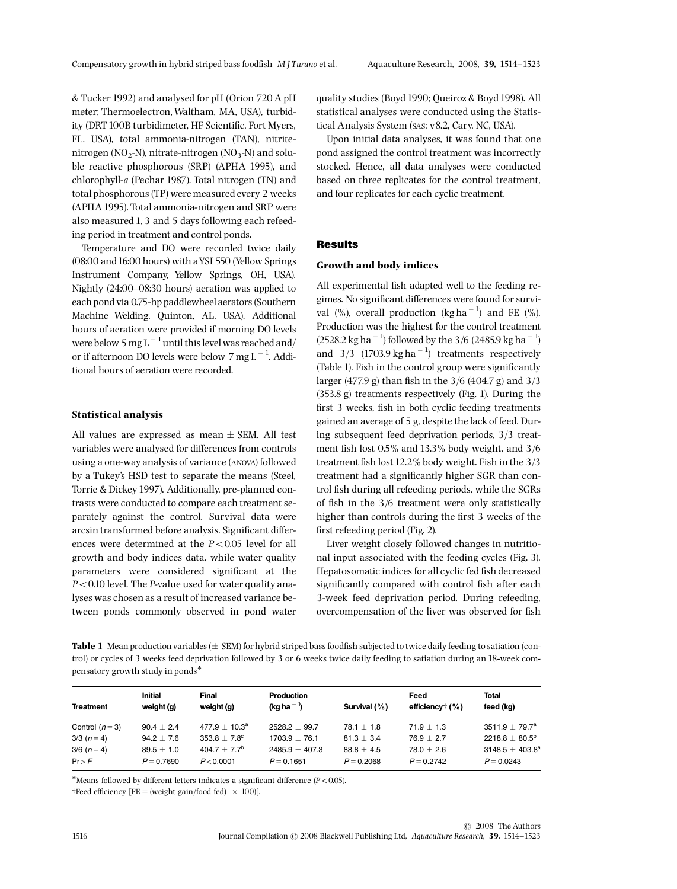& Tucker 1992) and analysed for pH (Orion 720 A pH meter; Thermoelectron, Waltham, MA, USA), turbidity (DRT 100B turbidimeter, HF Scientific, Fort Myers, FL, USA), total ammonia-nitrogen (TAN), nitrite-nitrogen ($NO_2$-N), nitrate-nitrogen ($NO_3$-N) and soluble reactive phosphorous (SRP) (APHA 1995), and chlorophyll-*a* (Pechar 1987). Total nitrogen (TN) and total phosphorous (TP) were measured every 2 weeks (APHA 1995). Total ammonia-nitrogen and SRP were also measured 1, 3 and 5 days following each refeeding period in treatment and control ponds.

Temperature and DO were recorded twice daily (08:00 and 16:00 hours) with a YSI 550 (Yellow Springs Instrument Company, Yellow Springs, OH, USA). Nightly (24:00–08:30 hours) aeration was applied to each pond via 0.75-hp paddlewheel aerators (Southern Machine Welding, Quinton, AL, USA). Additional hours of aeration were provided if morning DO levels were below 5 mg $L^{-1}$ until this level was reached and/or if afternoon DO levels were below 7 mg $L^{-1}$. Additional hours of aeration were recorded.

### Statistical analysis

All values are expressed as mean ± SEM. All test variables were analysed for differences from controls using a one-way analysis of variance (ANOVA) followed by a Tukey's HSD test to separate the means (Steel, Torrie & Dickey 1997). Additionally, pre-planned contrasts were conducted to compare each treatment separately against the control. Survival data were arcsin transformed before analysis. Significant differences were determined at the $P<0.05$ level for all growth and body indices data, while water quality parameters were considered significant at the $P<0.10$ level. The *P*-value used for water quality analyses was chosen as a result of increased variance between ponds commonly observed in pond water quality studies (Boyd 1990; Queiroz & Boyd 1998). All statistical analyses were conducted using the Statistical Analysis System (SAS; v8.2, Cary, NC, USA).

Upon initial data analyses, it was found that one pond assigned the control treatment was incorrectly stocked. Hence, all data analyses were conducted based on three replicates for the control treatment, and four replicates for each cyclic treatment.

## Results

### Growth and body indices

All experimental fish adapted well to the feeding regimes. No significant differences were found for survival (%), overall production (kg $ha^{-1}$) and FE (%). Production was the highest for the control treatment (2528.2 kg $ha^{-1}$) followed by the 3/6 (2485.9 kg $ha^{-1}$) and 3/3 (1703.9 kg $ha^{-1}$) treatments respectively (Table 1). Fish in the control group were significantly larger (477.9 g) than fish in the 3/6 (404.7 g) and 3/3 (353.8 g) treatments respectively (Fig. 1). During the first 3 weeks, fish in both cyclic feeding treatments gained an average of 5 g, despite the lack of feed. During subsequent feed deprivation periods, 3/3 treatment fish lost 0.5% and 13.3% body weight, and 3/6 treatment fish lost 12.2% body weight. Fish in the 3/3 treatment had a significantly higher SGR than control fish during all refeeding periods, while the SGRs of fish in the 3/6 treatment were only statistically higher than controls during the first 3 weeks of the first refeeding period (Fig. 2).

Liver weight closely followed changes in nutritional input associated with the feeding cycles (Fig. 3). Hepatosomatic indices for all cyclic fed fish decreased significantly compared with control fish after each 3-week feed deprivation period. During refeeding, overcompensation of the liver was observed for fish

**Table 1** Mean production variables (± SEM) for hybrid striped bass foodfish subjected to twice daily feeding to satiation (control) or cycles of 3 weeks feed deprivation followed by 3 or 6 weeks twice daily feeding to satiation during an 18-week compensatory growth study in ponds*

| Treatment | Initial weight (g) | Final weight (g) | Production (kg $ha^{-1}$) | Survival (%) | Feed efficiency† (%) | Total feed (kg) |
|---|---|---|---|---|---|---|
| Control ($n=3$) | 90.4 ± 2.4 | 477.9 ± 10.3[a] | 2528.2 ± 99.7 | 78.1 ± 1.8 | 71.9 ± 1.3 | 3511.9 ± 79.7[a] |
| 3/3 ($n=4$) | 94.2 ± 7.6 | 353.8 ± 7.8[c] | 1703.9 ± 76.1 | 81.3 ± 3.4 | 76.9 ± 2.7 | 2218.8 ± 80.5[b] |
| 3/6 ($n=4$) | 89.5 ± 1.0 | 404.7 ± 7.7[b] | 2485.9 ± 407.3 | 88.8 ± 4.5 | 78.0 ± 2.6 | 3148.5 ± 403.8[a] |
| Pr > *F* | $P=0.7690$ | $P<0.0001$ | $P=0.1651$ | $P=0.2068$ | $P=0.2742$ | $P=0.0243$ |

*Means followed by different letters indicates a significant difference ($P<0.05$).

†Feed efficiency [FE = (weight gain/food fed) × 100)].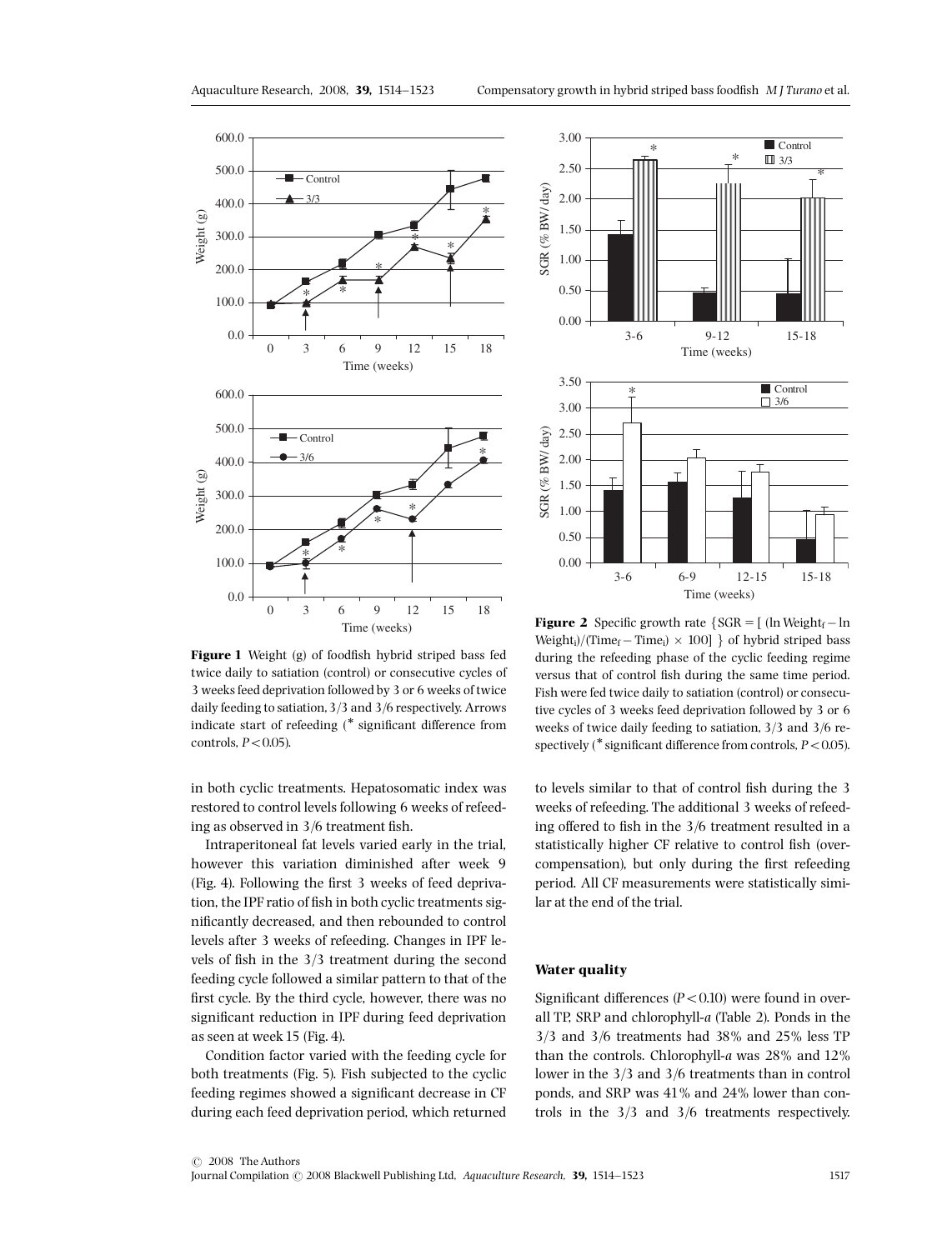**Figure 1** Weight (g) of foodfish hybrid striped bass fed twice daily to satiation (control) or consecutive cycles of 3 weeks feed deprivation followed by 3 or 6 weeks of twice daily feeding to satiation, 3/3 and 3/6 respectively. Arrows indicate start of refeeding (* significant difference from controls, $P<0.05$).

**Figure 2** Specific growth rate $\{SGR = [(\ln Weight_f - \ln Weight_i)/(Time_f - Time_i) \times 100]\}$ of hybrid striped bass during the refeeding phase of the cyclic feeding regime versus that of control fish during the same time period. Fish were fed twice daily to satiation (control) or consecutive cycles of 3 weeks feed deprivation followed by 3 or 6 weeks of twice daily feeding to satiation, 3/3 and 3/6 respectively (* significant difference from controls, $P<0.05$).

in both cyclic treatments. Hepatosomatic index was restored to control levels following 6 weeks of refeeding as observed in 3/6 treatment fish.

Intraperitoneal fat levels varied early in the trial, however this variation diminished after week 9 (Fig. 4). Following the first 3 weeks of feed deprivation, the IPF ratio of fish in both cyclic treatments significantly decreased, and then rebounded to control levels after 3 weeks of refeeding. Changes in IPF levels of fish in the 3/3 treatment during the second feeding cycle followed a similar pattern to that of the first cycle. By the third cycle, however, there was no significant reduction in IPF during feed deprivation as seen at week 15 (Fig. 4).

Condition factor varied with the feeding cycle for both treatments (Fig. 5). Fish subjected to the cyclic feeding regimes showed a significant decrease in CF during each feed deprivation period, which returned to levels similar to that of control fish during the 3 weeks of refeeding. The additional 3 weeks of refeeding offered to fish in the 3/6 treatment resulted in a statistically higher CF relative to control fish (overcompensation), but only during the first refeeding period. All CF measurements were statistically similar at the end of the trial.

### Water quality

Significant differences ($P<0.10$) were found in overall TP, SRP and chlorophyll-*a* (Table 2). Ponds in the 3/3 and 3/6 treatments had 38% and 25% less TP than the controls. Chlorophyll-*a* was 28% and 12% lower in the 3/3 and 3/6 treatments than in control ponds, and SRP was 41% and 24% lower than controls in the 3/3 and 3/6 treatments respectively.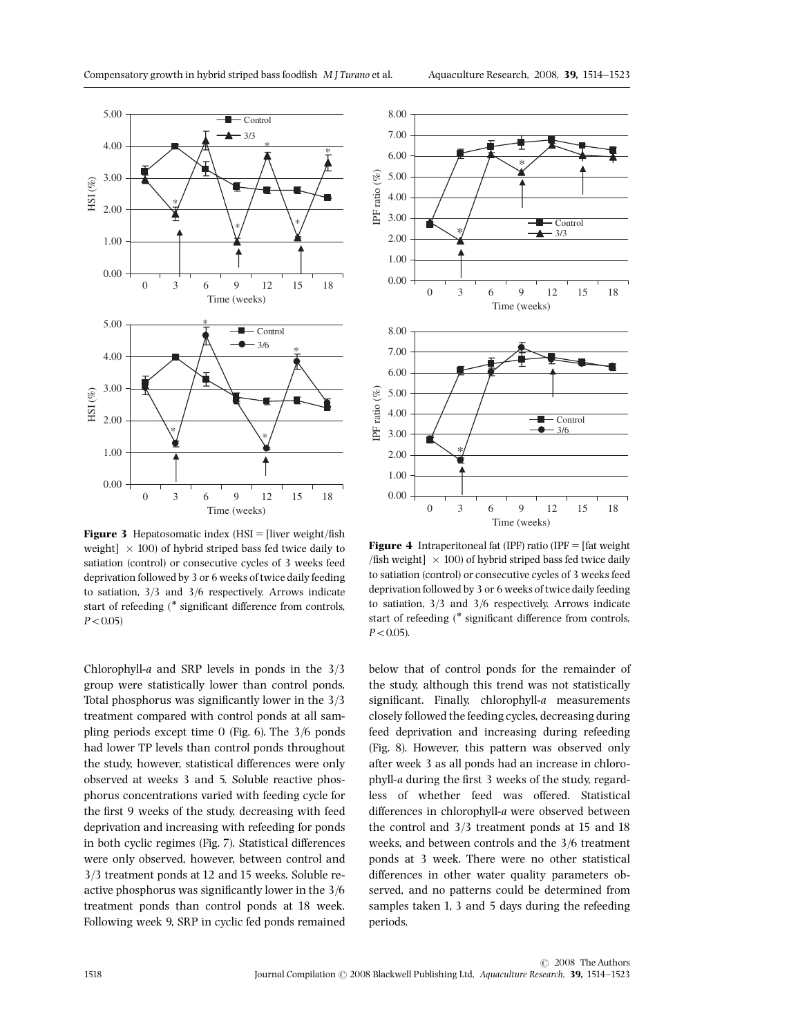**Figure 3** Hepatosomatic index (HSI = [liver weight/fish weight] × 100) of hybrid striped bass fed twice daily to satiation (control) or consecutive cycles of 3 weeks feed deprivation followed by 3 or 6 weeks of twice daily feeding to satiation, 3/3 and 3/6 respectively. Arrows indicate start of refeeding (* significant difference from controls, $P<0.05$)

**Figure 4** Intraperitoneal fat (IPF) ratio (IPF = [fat weight /fish weight] × 100) of hybrid striped bass fed twice daily to satiation (control) or consecutive cycles of 3 weeks feed deprivation followed by 3 or 6 weeks of twice daily feeding to satiation, 3/3 and 3/6 respectively. Arrows indicate start of refeeding (* significant difference from controls, $P<0.05$).

Chlorophyll-*a* and SRP levels in ponds in the 3/3 group were statistically lower than control ponds. Total phosphorus was significantly lower in the 3/3 treatment compared with control ponds at all sampling periods except time 0 (Fig. 6). The 3/6 ponds had lower TP levels than control ponds throughout the study, however, statistical differences were only observed at weeks 3 and 5. Soluble reactive phosphorus concentrations varied with feeding cycle for the first 9 weeks of the study, decreasing with feed deprivation and increasing with refeeding for ponds in both cyclic regimes (Fig. 7). Statistical differences were only observed, however, between control and 3/3 treatment ponds at 12 and 15 weeks. Soluble reactive phosphorus was significantly lower in the 3/6 treatment ponds than control ponds at 18 week. Following week 9, SRP in cyclic fed ponds remained below that of control ponds for the remainder of the study, although this trend was not statistically significant. Finally, chlorophyll-*a* measurements closely followed the feeding cycles, decreasing during feed deprivation and increasing during refeeding (Fig. 8). However, this pattern was observed only after week 3 as all ponds had an increase in chlorophyll-*a* during the first 3 weeks of the study, regardless of whether feed was offered. Statistical differences in chlorophyll-*a* were observed between the control and 3/3 treatment ponds at 15 and 18 weeks, and between controls and the 3/6 treatment ponds at 3 week. There were no other statistical differences in other water quality parameters observed, and no patterns could be determined from samples taken 1, 3 and 5 days during the refeeding periods.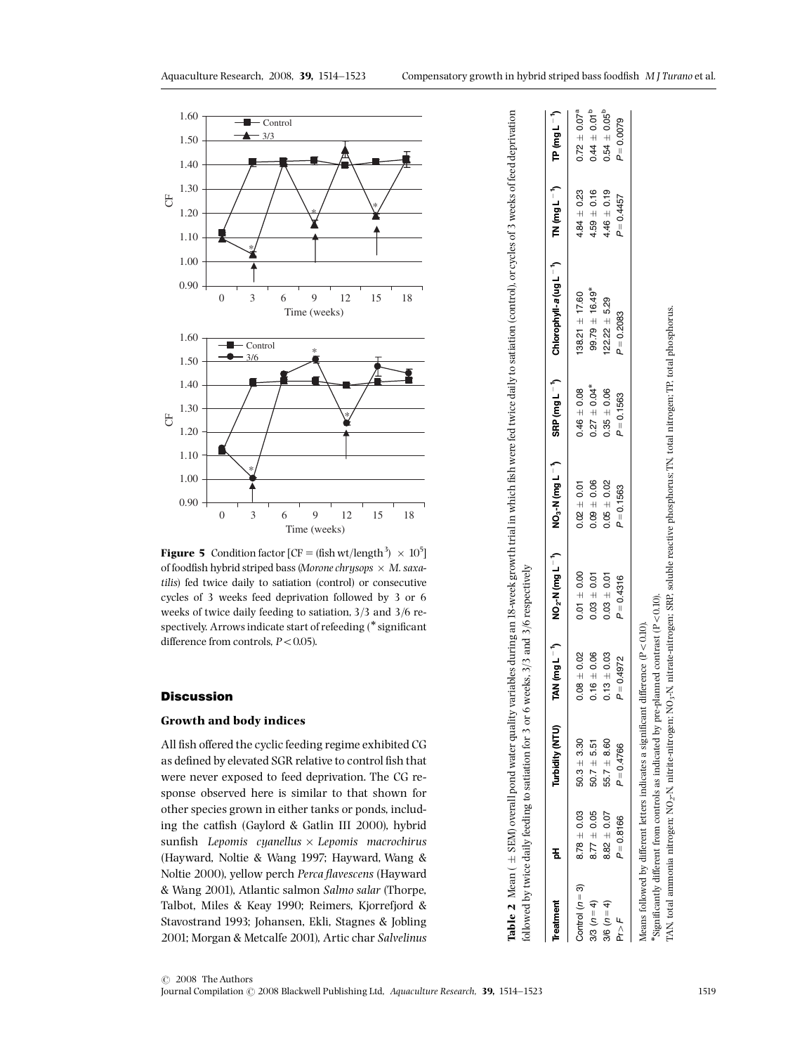**Figure 5** Condition factor [CF = (fish wt/length$^3$) $\times$ $10^5$] of foodfish hybrid striped bass (*Morone chrysops* $\times$ *M. saxatilis*) fed twice daily to satiation (control) or consecutive cycles of 3 weeks feed deprivation followed by 3 or 6 weeks of twice daily feeding to satiation, 3/3 and 3/6 respectively. Arrows indicate start of refeeding (* significant difference from controls, $P < 0.05$).

**Table 2** Mean ($\pm$ SEM) overall pond water quality variables during an 18-week growth trial in which fish were fed twice daily to satiation (control), or cycles of 3 weeks of feed deprivation followed by twice daily feeding to satiation for 3 or 6 weeks, 3/3 and 3/6 respectively

| Treatment | pH | Turbidity (NTU) | TAN (mg L$^{-1}$) | $NO_2$-N (mg L$^{-1}$) | $NO_3$-N (mg L$^{-1}$) | SRP (mg L$^{-1}$) | Chlorophyll-*a* (μg L$^{-1}$) | TN (mg L$^{-1}$) | TP (mg L$^{-1}$) |
|---|---|---|---|---|---|---|---|---|---|
| Control ($n = 3$) | 8.78 ± 0.03 | 50.3 ± 3.30 | 0.08 ± 0.02 | 0.01 ± 0.00 | 0.02 ± 0.01 | 0.46 ± 0.08 | 138.21 ± 17.60 | 4.84 ± 0.23 | 0.72 ± 0.07$^a$ |
| 3/3 ($n = 4$) | 8.77 ± 0.05 | 50.7 ± 5.51 | 0.16 ± 0.06 | 0.03 ± 0.01 | 0.09 ± 0.06 | 0.27 ± 0.04* | 99.79 ± 16.49* | 4.59 ± 0.16 | 0.44 ± 0.01$^b$ |
| 3/6 ($n = 4$) | 8.82 ± 0.07 | 55.7 ± 8.60 | 0.13 ± 0.03 | 0.03 ± 0.01 | 0.05 ± 0.02 | 0.35 ± 0.06 | 122.22 ± 5.29 | 4.46 ± 0.19 | 0.54 ± 0.05$^b$ |
| Pr > *F* | *P* = 0.8166 | *P* = 0.4766 | *P* = 0.4972 | *P* = 0.4316 | *P* = 0.1563 | *P* = 0.1563 | *P* = 0.2083 | *P* = 0.4457 | *P* = 0.0079 |

Means followed by different letters indicates a significant difference ($P < 0.10$).

*Significantly different from controls as indicated by pre-planned contrast ($P < 0.10$).

TAN, total ammonia nitrogen; $NO_2$-N, nitrite-nitrogen; $NO_3$-N, nitrate-nitrogen; SRP, soluble reactive phosphorus; TN, total nitrogen; TP, total phosphorus.

## Discussion

### Growth and body indices

All fish offered the cyclic feeding regime exhibited CG as defined by elevated SGR relative to control fish that were never exposed to feed deprivation. The CG response observed here is similar to that shown for other species grown in either tanks or ponds, including the catfish (Gaylord & Gatlin III 2000), hybrid sunfish *Lepomis cyanellus* $\times$ *Lepomis macrochirus* (Hayward, Noltie & Wang 1997; Hayward, Wang & Noltie 2000), yellow perch *Perca flavescens* (Hayward & Wang 2001), Atlantic salmon *Salmo salar* (Thorpe, Talbot, Miles & Keay 1990; Reimers, Kjorrefjord & Stavostrand 1993; Johansen, Ekli, Stagnes & Jobling 2001; Morgan & Metcalfe 2001), Artic char *Salvelinus*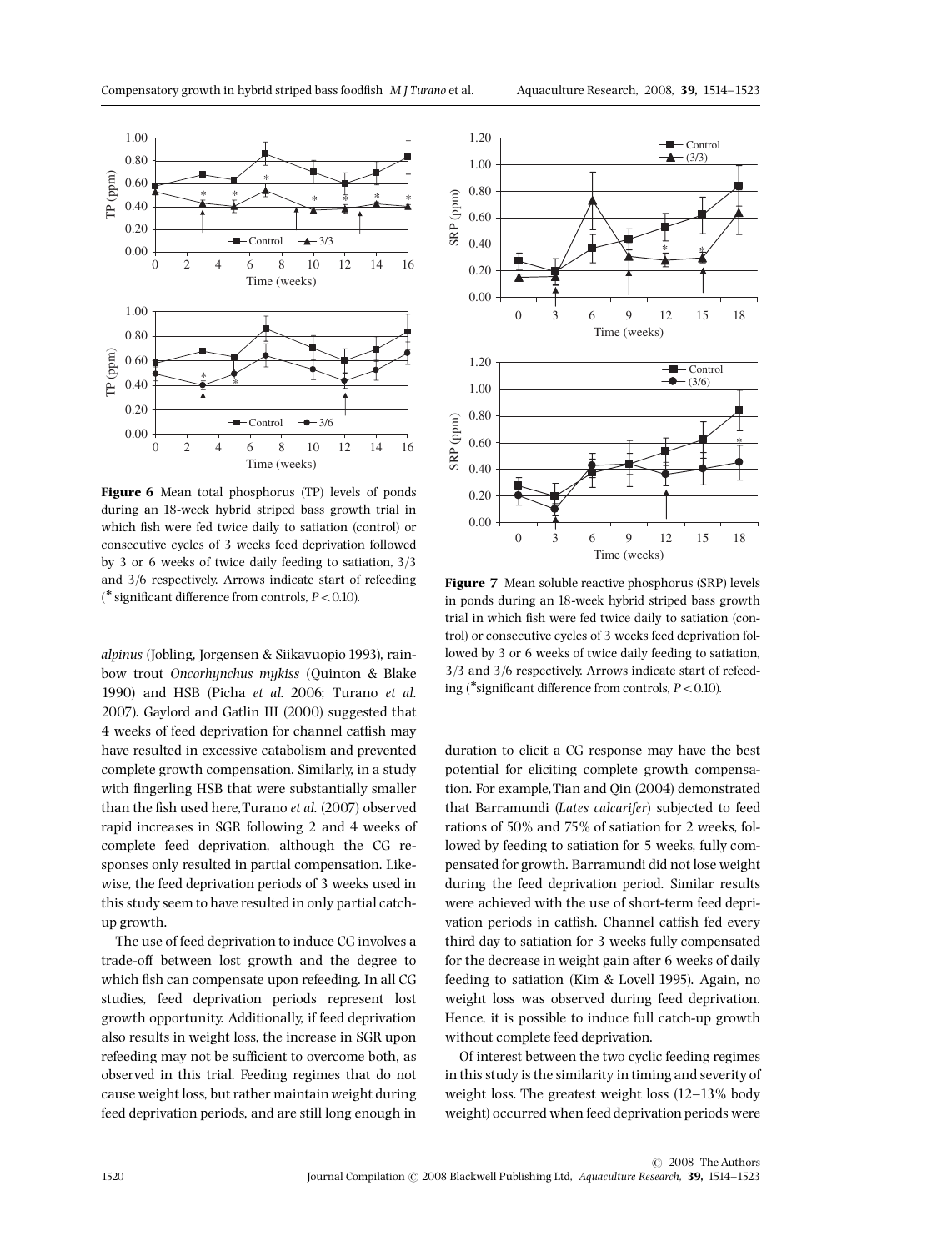**Figure 6** Mean total phosphorus (TP) levels of ponds during an 18-week hybrid striped bass growth trial in which fish were fed twice daily to satiation (control) or consecutive cycles of 3 weeks feed deprivation followed by 3 or 6 weeks of twice daily feeding to satiation, 3/3 and 3/6 respectively. Arrows indicate start of refeeding (* significant difference from controls, $P < 0.10$).

**Figure 7** Mean soluble reactive phosphorus (SRP) levels in ponds during an 18-week hybrid striped bass growth trial in which fish were fed twice daily to satiation (control) or consecutive cycles of 3 weeks feed deprivation followed by 3 or 6 weeks of twice daily feeding to satiation, 3/3 and 3/6 respectively. Arrows indicate start of refeeding (*significant difference from controls, $P < 0.10$).

*alpinus* (Jobling, Jorgensen & Siikavuopio 1993), rainbow trout *Oncorhynchus mykiss* (Quinton & Blake 1990) and HSB (Picha *et al.* 2006; Turano *et al.* 2007). Gaylord and Gatlin III (2000) suggested that 4 weeks of feed deprivation for channel catfish may have resulted in excessive catabolism and prevented complete growth compensation. Similarly, in a study with fingerling HSB that were substantially smaller than the fish used here, Turano *et al.* (2007) observed rapid increases in SGR following 2 and 4 weeks of complete feed deprivation, although the CG responses only resulted in partial compensation. Likewise, the feed deprivation periods of 3 weeks used in this study seem to have resulted in only partial catch-up growth.

The use of feed deprivation to induce CG involves a trade-off between lost growth and the degree to which fish can compensate upon refeeding. In all CG studies, feed deprivation periods represent lost growth opportunity. Additionally, if feed deprivation also results in weight loss, the increase in SGR upon refeeding may not be sufficient to overcome both, as observed in this trial. Feeding regimes that do not cause weight loss, but rather maintain weight during feed deprivation periods, and are still long enough in duration to elicit a CG response may have the best potential for eliciting complete growth compensation. For example, Tian and Qin (2004) demonstrated that Barramundi (*Lates calcarifer*) subjected to feed rations of 50% and 75% of satiation for 2 weeks, followed by feeding to satiation for 5 weeks, fully compensated for growth. Barramundi did not lose weight during the feed deprivation period. Similar results were achieved with the use of short-term feed deprivation periods in catfish. Channel catfish fed every third day to satiation for 3 weeks fully compensated for the decrease in weight gain after 6 weeks of daily feeding to satiation (Kim & Lovell 1995). Again, no weight loss was observed during feed deprivation. Hence, it is possible to induce full catch-up growth without complete feed deprivation.

Of interest between the two cyclic feeding regimes in this study is the similarity in timing and severity of weight loss. The greatest weight loss (12–13% body weight) occurred when feed deprivation periods were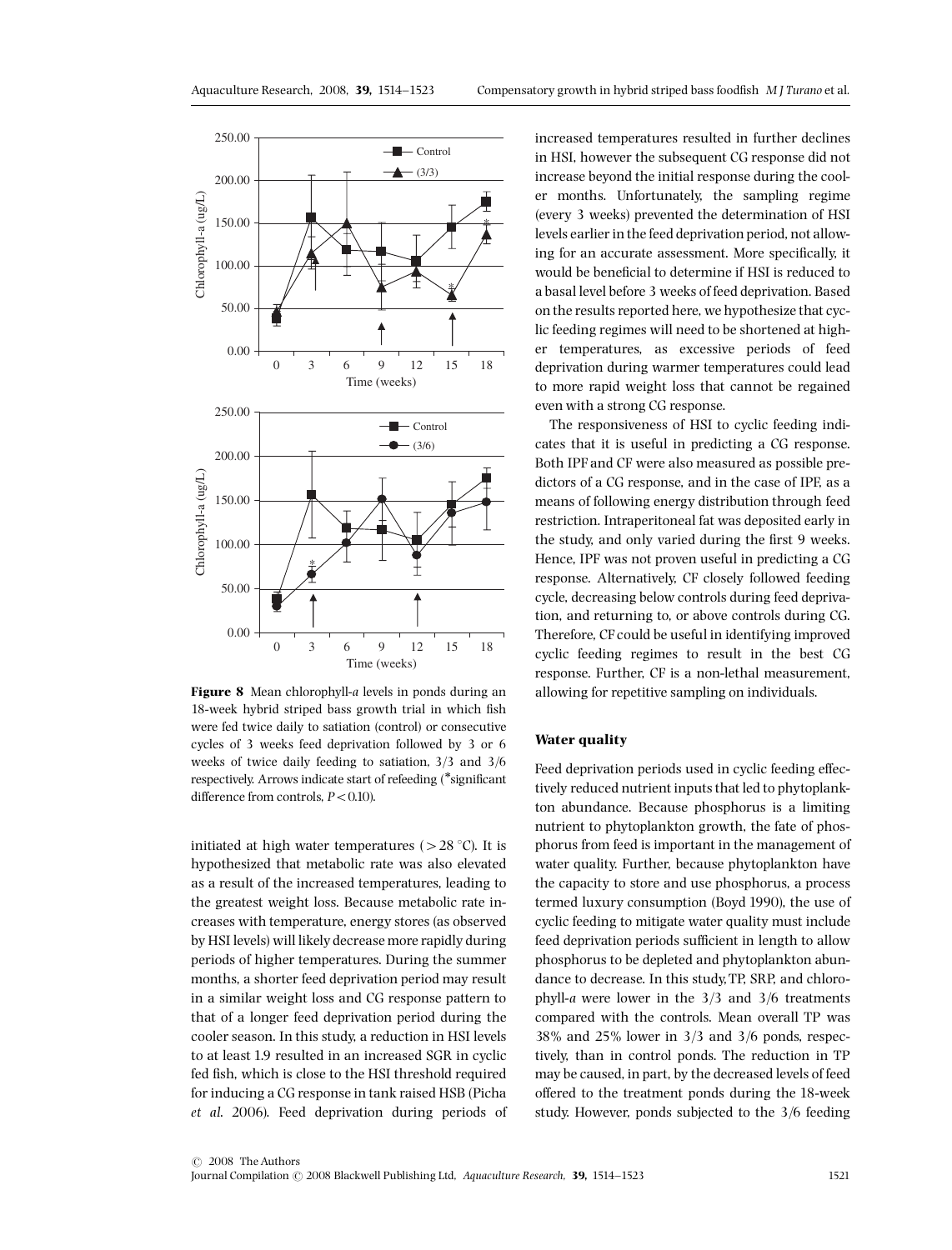**Figure 8** Mean chlorophyll-*a* levels in ponds during an 18-week hybrid striped bass growth trial in which fish were fed twice daily to satiation (control) or consecutive cycles of 3 weeks feed deprivation followed by 3 or 6 weeks of twice daily feeding to satiation, 3/3 and 3/6 respectively. Arrows indicate start of refeeding (*significant difference from controls, $P < 0.10$).

initiated at high water temperatures ($>28$ °C). It is hypothesized that metabolic rate was also elevated as a result of the increased temperatures, leading to the greatest weight loss. Because metabolic rate increases with temperature, energy stores (as observed by HSI levels) will likely decrease more rapidly during periods of higher temperatures. During the summer months, a shorter feed deprivation period may result in a similar weight loss and CG response pattern to that of a longer feed deprivation period during the cooler season. In this study, a reduction in HSI levels to at least 1.9 resulted in an increased SGR in cyclic fed fish, which is close to the HSI threshold required for inducing a CG response in tank raised HSB (Picha *et al.* 2006). Feed deprivation during periods of increased temperatures resulted in further declines in HSI, however the subsequent CG response did not increase beyond the initial response during the cooler months. Unfortunately, the sampling regime (every 3 weeks) prevented the determination of HSI levels earlier in the feed deprivation period, not allowing for an accurate assessment. More specifically, it would be beneficial to determine if HSI is reduced to a basal level before 3 weeks of feed deprivation. Based on the results reported here, we hypothesize that cyclic feeding regimes will need to be shortened at higher temperatures, as excessive periods of feed deprivation during warmer temperatures could lead to more rapid weight loss that cannot be regained even with a strong CG response.

The responsiveness of HSI to cyclic feeding indicates that it is useful in predicting a CG response. Both IPF and CF were also measured as possible predictors of a CG response, and in the case of IPF, as a means of following energy distribution through feed restriction. Intraperitoneal fat was deposited early in the study, and only varied during the first 9 weeks. Hence, IPF was not proven useful in predicting a CG response. Alternatively, CF closely followed feeding cycle, decreasing below controls during feed deprivation, and returning to, or above controls during CG. Therefore, CF could be useful in identifying improved cyclic feeding regimes to result in the best CG response. Further, CF is a non-lethal measurement, allowing for repetitive sampling on individuals.

## Water quality

Feed deprivation periods used in cyclic feeding effectively reduced nutrient inputs that led to phytoplankton abundance. Because phosphorus is a limiting nutrient to phytoplankton growth, the fate of phosphorus from feed is important in the management of water quality. Further, because phytoplankton have the capacity to store and use phosphorus, a process termed luxury consumption (Boyd 1990), the use of cyclic feeding to mitigate water quality must include feed deprivation periods sufficient in length to allow phosphorus to be depleted and phytoplankton abundance to decrease. In this study, TP, SRP, and chlorophyll-*a* were lower in the 3/3 and 3/6 treatments compared with the controls. Mean overall TP was 38% and 25% lower in 3/3 and 3/6 ponds, respectively, than in control ponds. The reduction in TP may be caused, in part, by the decreased levels of feed offered to the treatment ponds during the 18-week study. However, ponds subjected to the 3/6 feeding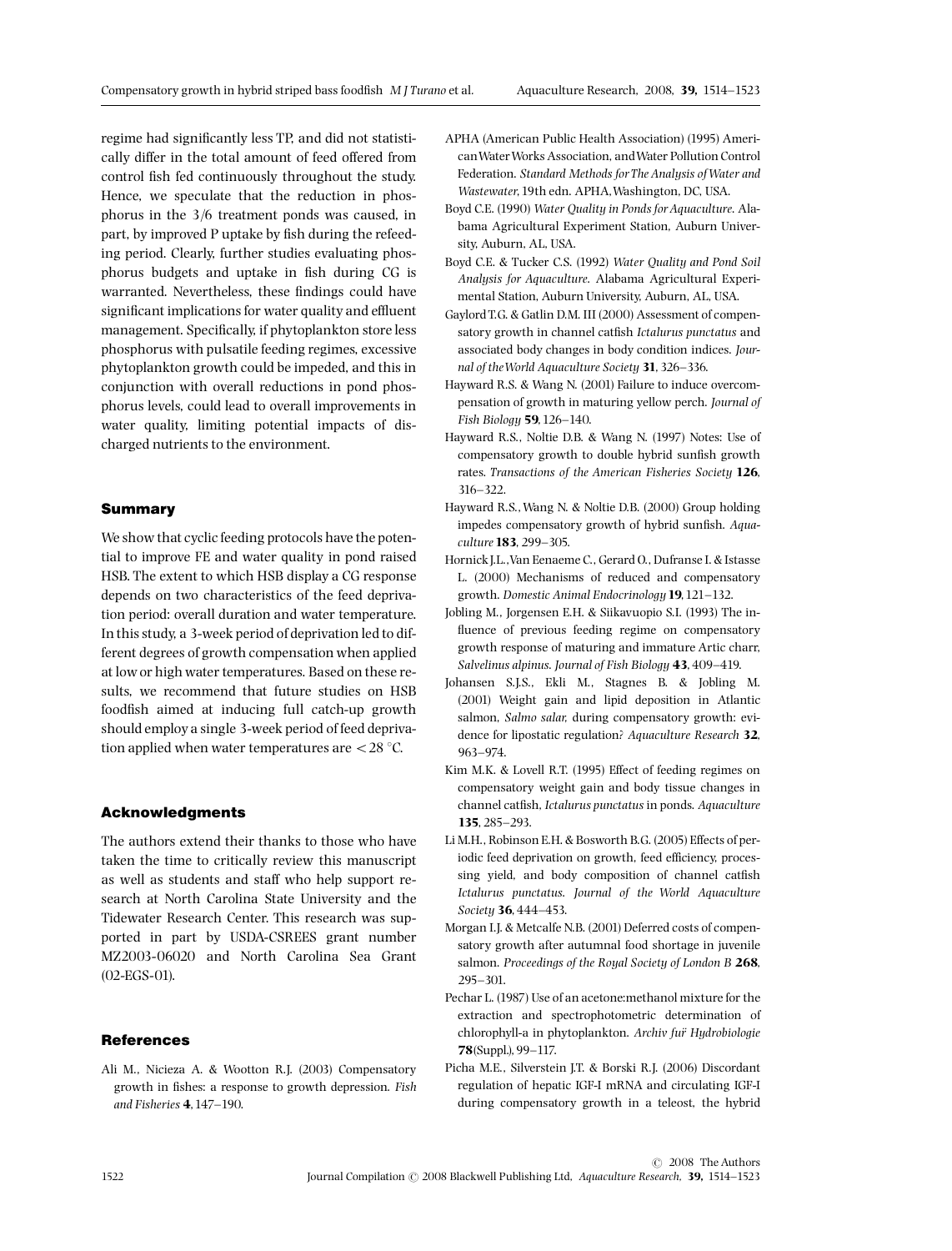regime had significantly less TP, and did not statistically differ in the total amount of feed offered from control fish fed continuously throughout the study. Hence, we speculate that the reduction in phosphorus in the 3/6 treatment ponds was caused, in part, by improved P uptake by fish during the refeeding period. Clearly, further studies evaluating phosphorus budgets and uptake in fish during CG is warranted. Nevertheless, these findings could have significant implications for water quality and effluent management. Specifically, if phytoplankton store less phosphorus with pulsatile feeding regimes, excessive phytoplankton growth could be impeded, and this in conjunction with overall reductions in pond phosphorus levels, could lead to overall improvements in water quality, limiting potential impacts of discharged nutrients to the environment.

## Summary

We show that cyclic feeding protocols have the potential to improve FE and water quality in pond raised HSB. The extent to which HSB display a CG response depends on two characteristics of the feed deprivation period: overall duration and water temperature. In this study, a 3-week period of deprivation led to different degrees of growth compensation when applied at low or high water temperatures. Based on these results, we recommend that future studies on HSB foodfish aimed at inducing full catch-up growth should employ a single 3-week period of feed deprivation applied when water temperatures are $< 28$ °C.

## Acknowledgments

The authors extend their thanks to those who have taken the time to critically review this manuscript as well as students and staff who help support research at North Carolina State University and the Tidewater Research Center. This research was supported in part by USDA-CSREES grant number MZ2003-06020 and North Carolina Sea Grant (02-EGS-01).

## References

Ali M., Nicieza A. & Wootton R.J. (2003) Compensatory growth in fishes: a response to growth depression. *Fish and Fisheries* **4**, 147–190.

APHA (American Public Health Association) (1995) American Water Works Association, and Water Pollution Control Federation. *Standard Methods for The Analysis of Water and Wastewater*, 19th edn. APHA, Washington, DC, USA.

Boyd C.E. (1990) *Water Quality in Ponds for Aquaculture*. Alabama Agricultural Experiment Station, Auburn University, Auburn, AL, USA.

Boyd C.E. & Tucker C.S. (1992) *Water Quality and Pond Soil Analysis for Aquaculture*. Alabama Agricultural Experimental Station, Auburn University, Auburn, AL, USA.

Gaylord T.G. & Gatlin D.M. III (2000) Assessment of compensatory growth in channel catfish *Ictalurus punctatus* and associated body changes in body condition indices. *Journal of the World Aquaculture Society* **31**, 326–336.

Hayward R.S. & Wang N. (2001) Failure to induce overcompensation of growth in maturing yellow perch. *Journal of Fish Biology* **59**, 126–140.

Hayward R.S., Noltie D.B. & Wang N. (1997) Notes: Use of compensatory growth to double hybrid sunfish growth rates. *Transactions of the American Fisheries Society* **126**, 316–322.

Hayward R.S., Wang N. & Noltie D.B. (2000) Group holding impedes compensatory growth of hybrid sunfish. *Aquaculture* **183**, 299–305.

Hornick J.L., Van Eenaeme C., Gerard O., Dufranse I. & Istasse L. (2000) Mechanisms of reduced and compensatory growth. *Domestic Animal Endocrinology* **19**, 121–132.

Jobling M., Jorgensen E.H. & Siikavuopio S.I. (1993) The influence of previous feeding regime on compensatory growth response of maturing and immature Artic charr, *Salvelinus alpinus*. *Journal of Fish Biology* **43**, 409–419.

Johansen S.J.S., Ekli M., Stagnes B. & Jobling M. (2001) Weight gain and lipid deposition in Atlantic salmon, *Salmo salar*, during compensatory growth: evidence for lipostatic regulation? *Aquaculture Research* **32**, 963–974.

Kim M.K. & Lovell R.T. (1995) Effect of feeding regimes on compensatory weight gain and body tissue changes in channel catfish, *Ictalurus punctatus* in ponds. *Aquaculture* **135**, 285–293.

Li M.H., Robinson E.H. & Bosworth B.G. (2005) Effects of periodic feed deprivation on growth, feed efficiency, processing yield, and body composition of channel catfish *Ictalurus punctatus*. *Journal of the World Aquaculture Society* **36**, 444–453.

Morgan I.J. & Metcalfe N.B. (2001) Deferred costs of compensatory growth after autumnal food shortage in juvenile salmon. *Proceedings of the Royal Society of London B* **268**, 295–301.

Pechar L. (1987) Use of an acetone:methanol mixture for the extraction and spectrophotometric determination of chlorophyll-a in phytoplankton. *Archiv für Hydrobiologie* **78**(Suppl.), 99–117.

Picha M.E., Silverstein J.T. & Borski R.J. (2006) Discordant regulation of hepatic IGF-I mRNA and circulating IGF-I during compensatory growth in a teleost, the hybrid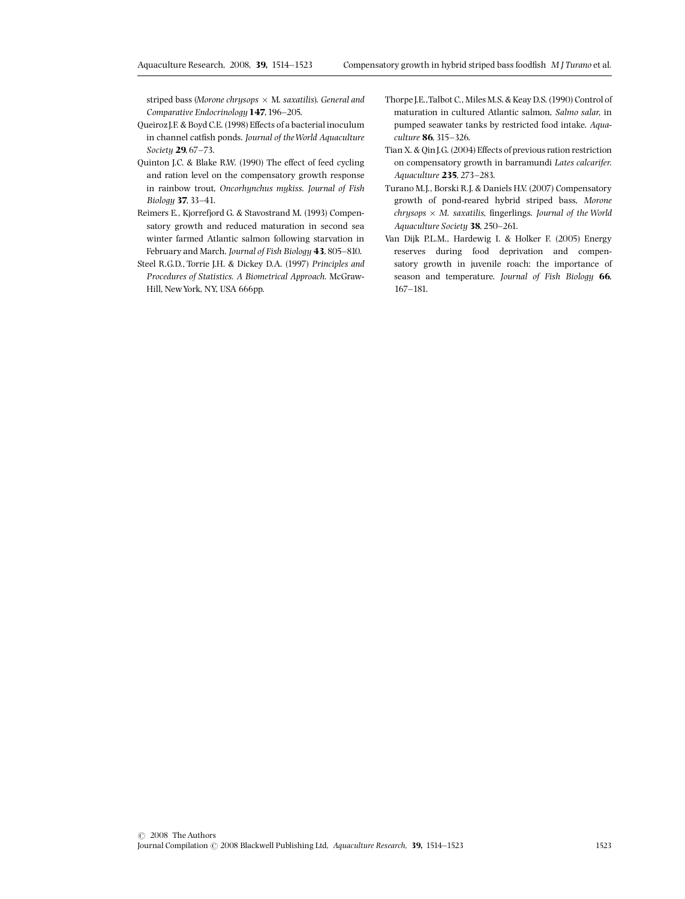striped bass (*Morone chrysops* × M. *saxatilis*). *General and Comparative Endocrinology* **147**, 196–205.

Queiroz J.F. & Boyd C.E. (1998) Effects of a bacterial inoculum in channel catfish ponds. *Journal of the World Aquaculture Society* **29**, 67–73.

Quinton J.C. & Blake R.W. (1990) The effect of feed cycling and ration level on the compensatory growth response in rainbow trout, *Oncorhynchus mykiss*. *Journal of Fish Biology* **37**, 33–41.

Reimers E., Kjorrefjord G. & Stavostrand M. (1993) Compensatory growth and reduced maturation in second sea winter farmed Atlantic salmon following starvation in February and March. *Journal of Fish Biology* **43**, 805–810.

Steel R.G.D., Torrie J.H. & Dickey D.A. (1997) *Principles and Procedures of Statistics. A Biometrical Approach*. McGraw-Hill, New York, NY, USA 666pp.

Thorpe J.E., Talbot C., Miles M.S. & Keay D.S. (1990) Control of maturation in cultured Atlantic salmon, *Salmo salar*, in pumped seawater tanks by restricted food intake. *Aquaculture* **86**, 315–326.

Tian X. & Qin J.G. (2004) Effects of previous ration restriction on compensatory growth in barramundi *Lates calcarifer*. *Aquaculture* **235**, 273–283.

Turano M.J., Borski R.J. & Daniels H.V. (2007) Compensatory growth of pond-reared hybrid striped bass, *Morone chrysops* × *M. saxatilis*, fingerlings. *Journal of the World Aquaculture Society* **38**, 250–261.

Van Dijk P.L.M., Hardewig I. & Holker F. (2005) Energy reserves during food deprivation and compensatory growth in juvenile roach: the importance of season and temperature. *Journal of Fish Biology* **66**, 167–181.